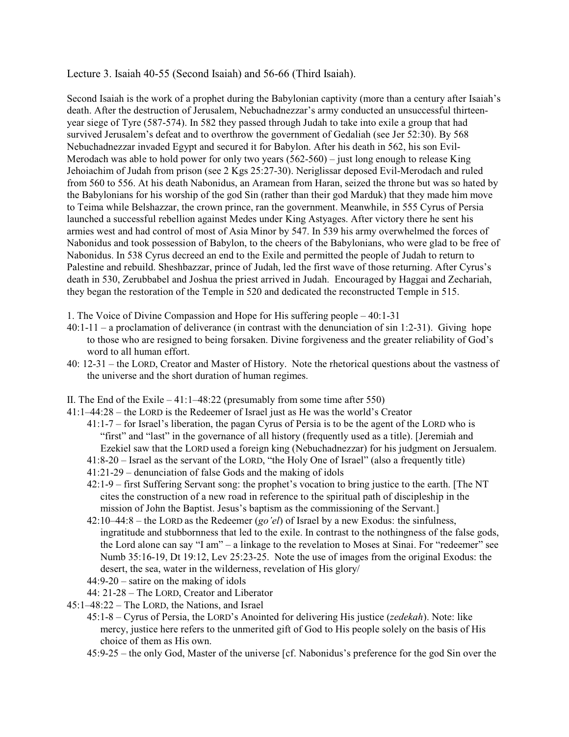Lecture 3. Isaiah 40-55 (Second Isaiah) and 56-66 (Third Isaiah).

Second Isaiah is the work of a prophet during the Babylonian captivity (more than a century after Isaiah's death. After the destruction of Jerusalem, Nebuchadnezzar's army conducted an unsuccessful thirteen-year siege of Tyre (587-574). In 582 they passed through Judah to take into exile a group that had survived Jerusalem's defeat and to overthrow the government of Gedaliah (see Jer 52:30). By 568 Nebuchadnezzar invaded Egypt and secured it for Babylon. After his death in 562, his son Evil-Merodach was able to hold power for only two years (562-560) – just long enough to release King Jehoiachim of Judah from prison (see 2 Kgs 25:27-30). Neriglissar deposed Evil-Merodach and ruled from 560 to 556. At his death Nabonidus, an Aramean from Haran, seized the throne but was so hated by the Babylonians for his worship of the god Sin (rather than their god Marduk) that they made him move to Teima while Belshazzar, the crown prince, ran the government. Meanwhile, in 555 Cyrus of Persia launched a successful rebellion against Medes under King Astyages. After victory there he sent his armies west and had control of most of Asia Minor by 547. In 539 his army overwhelmed the forces of Nabonidus and took possession of Babylon, to the cheers of the Babylonians, who were glad to be free of Nabonidus. In 538 Cyrus decreed an end to the Exile and permitted the people of Judah to return to Palestine and rebuild. Sheshbazzar, prince of Judah, led the first wave of those returning. After Cyrus's death in 530, Zerubbabel and Joshua the priest arrived in Judah. Encouraged by Haggai and Zechariah, they began the restoration of the Temple in 520 and dedicated the reconstructed Temple in 515.

1. The Voice of Divine Compassion and Hope for His suffering people – 40:1-31

40:1-11 – a proclamation of deliverance (in contrast with the denunciation of sin 1:2-31). Giving hope to those who are resigned to being forsaken. Divine forgiveness and the greater reliability of God's word to all human effort.

40: 12-31 – the LORD, Creator and Master of History. Note the rhetorical questions about the vastness of the universe and the short duration of human regimes.

II. The End of the Exile – 41:1–48:22 (presumably from some time after 550)

41:1–44:28 – the LORD is the Redeemer of Israel just as He was the world's Creator

- 41:1-7 – for Israel's liberation, the pagan Cyrus of Persia is to be the agent of the LORD who is "first" and "last" in the governance of all history (frequently used as a title). [Jeremiah and Ezekiel saw that the LORD used a foreign king (Nebuchadnezzar) for his judgment on Jersualem.
- 41:8-20 – Israel as the servant of the LORD, "the Holy One of Israel" (also a frequently title)
- 41:21-29 – denunciation of false Gods and the making of idols
- 42:1-9 – first Suffering Servant song: the prophet's vocation to bring justice to the earth. [The NT cites the construction of a new road in reference to the spiritual path of discipleship in the mission of John the Baptist. Jesus's baptism as the commissioning of the Servant.]
- 42:10–44:8 – the LORD as the Redeemer (*go'el*) of Israel by a new Exodus: the sinfulness, ingratitude and stubbornness that led to the exile. In contrast to the nothingness of the false gods, the Lord alone can say "I am" – a linkage to the revelation to Moses at Sinai. For "redeemer" see Numb 35:16-19, Dt 19:12, Lev 25:23-25. Note the use of images from the original Exodus: the desert, the sea, water in the wilderness, revelation of His glory/
- 44:9-20 – satire on the making of idols
- 44: 21-28 – The LORD, Creator and Liberator

45:1–48:22 – The LORD, the Nations, and Israel

- 45:1-8 – Cyrus of Persia, the LORD's Anointed for delivering His justice (*zedekah*). Note: like mercy, justice here refers to the unmerited gift of God to His people solely on the basis of His choice of them as His own.
- 45:9-25 – the only God, Master of the universe [cf. Nabonidus's preference for the god Sin over the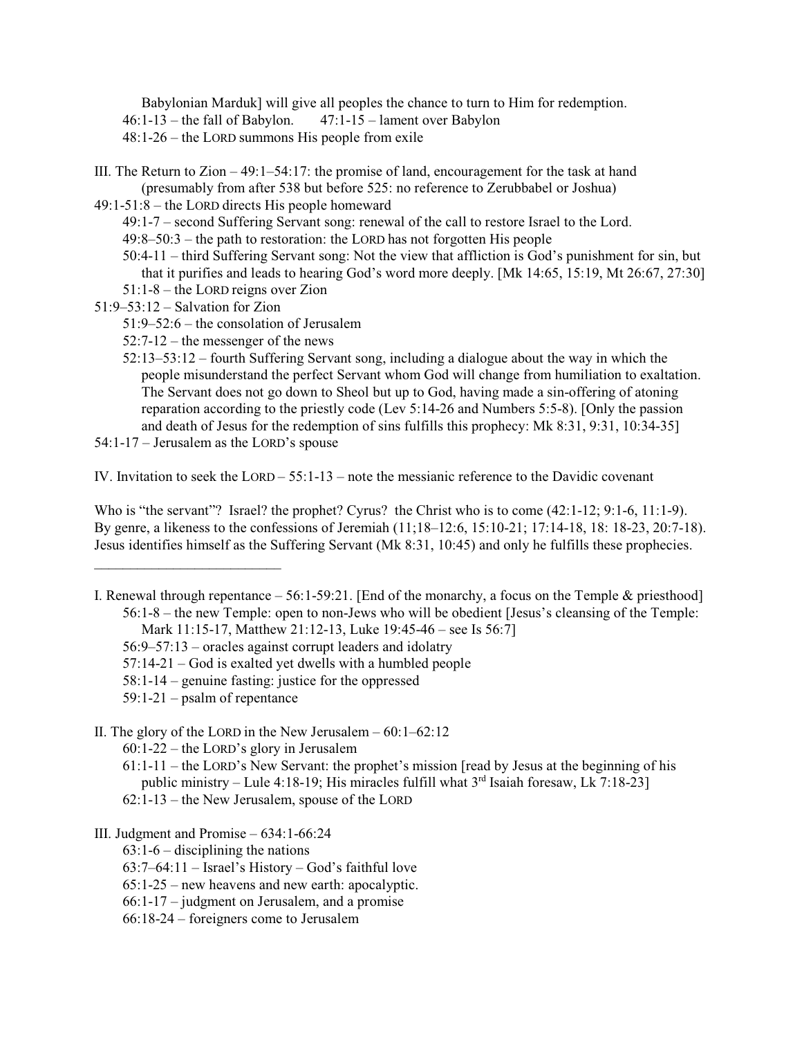Babylonian Marduk] will give all peoples the chance to turn to Him for redemption.

46:1-13 – the fall of Babylon. 47:1-15 – lament over Babylon

48:1-26 – the LORD summons His people from exile

III. The Return to Zion – 49:1–54:17: the promise of land, encouragement for the task at hand (presumably from after 538 but before 525: no reference to Zerubbabel or Joshua)

49:1-51:8 – the LORD directs His people homeward

- 49:1-7 – second Suffering Servant song: renewal of the call to restore Israel to the Lord.
- 49:8–50:3 – the path to restoration: the LORD has not forgotten His people
- 50:4-11 – third Suffering Servant song: Not the view that affliction is God's punishment for sin, but that it purifies and leads to hearing God's word more deeply. [Mk 14:65, 15:19, Mt 26:67, 27:30]
- 51:1-8 – the LORD reigns over Zion

51:9–53:12 – Salvation for Zion

- 51:9–52:6 – the consolation of Jerusalem
- 52:7-12 – the messenger of the news
- 52:13–53:12 – fourth Suffering Servant song, including a dialogue about the way in which the people misunderstand the perfect Servant whom God will change from humiliation to exaltation. The Servant does not go down to Sheol but up to God, having made a sin-offering of atoning reparation according to the priestly code (Lev 5:14-26 and Numbers 5:5-8). [Only the passion and death of Jesus for the redemption of sins fulfills this prophecy: Mk 8:31, 9:31, 10:34-35]

54:1-17 – Jerusalem as the LORD's spouse

IV. Invitation to seek the LORD – 55:1-13 – note the messianic reference to the Davidic covenant

Who is "the servant"? Israel? the prophet? Cyrus? the Christ who is to come (42:1-12; 9:1-6, 11:1-9). By genre, a likeness to the confessions of Jeremiah (11;18–12:6, 15:10-21; 17:14-18, 18: 18-23, 20:7-18). Jesus identifies himself as the Suffering Servant (Mk 8:31, 10:45) and only he fulfills these prophecies.

---

I. Renewal through repentance – 56:1-59:21. [End of the monarchy, a focus on the Temple & priesthood]

- 56:1-8 – the new Temple: open to non-Jews who will be obedient [Jesus's cleansing of the Temple: Mark 11:15-17, Matthew 21:12-13, Luke 19:45-46 – see Is 56:7]
- 56:9–57:13 – oracles against corrupt leaders and idolatry
- 57:14-21 – God is exalted yet dwells with a humbled people
- 58:1-14 – genuine fasting: justice for the oppressed
- 59:1-21 – psalm of repentance

II. The glory of the LORD in the New Jerusalem – 60:1–62:12

- 60:1-22 – the LORD's glory in Jerusalem
- 61:1-11 – the LORD's New Servant: the prophet's mission [read by Jesus at the beginning of his public ministry – Lule 4:18-19; His miracles fulfill what 3rd Isaiah foresaw, Lk 7:18-23]
- 62:1-13 – the New Jerusalem, spouse of the LORD

III. Judgment and Promise – 634:1-66:24

- 63:1-6 – disciplining the nations
- 63:7–64:11 – Israel's History – God's faithful love
- 65:1-25 – new heavens and new earth: apocalyptic.
- 66:1-17 – judgment on Jerusalem, and a promise
- 66:18-24 – foreigners come to Jerusalem